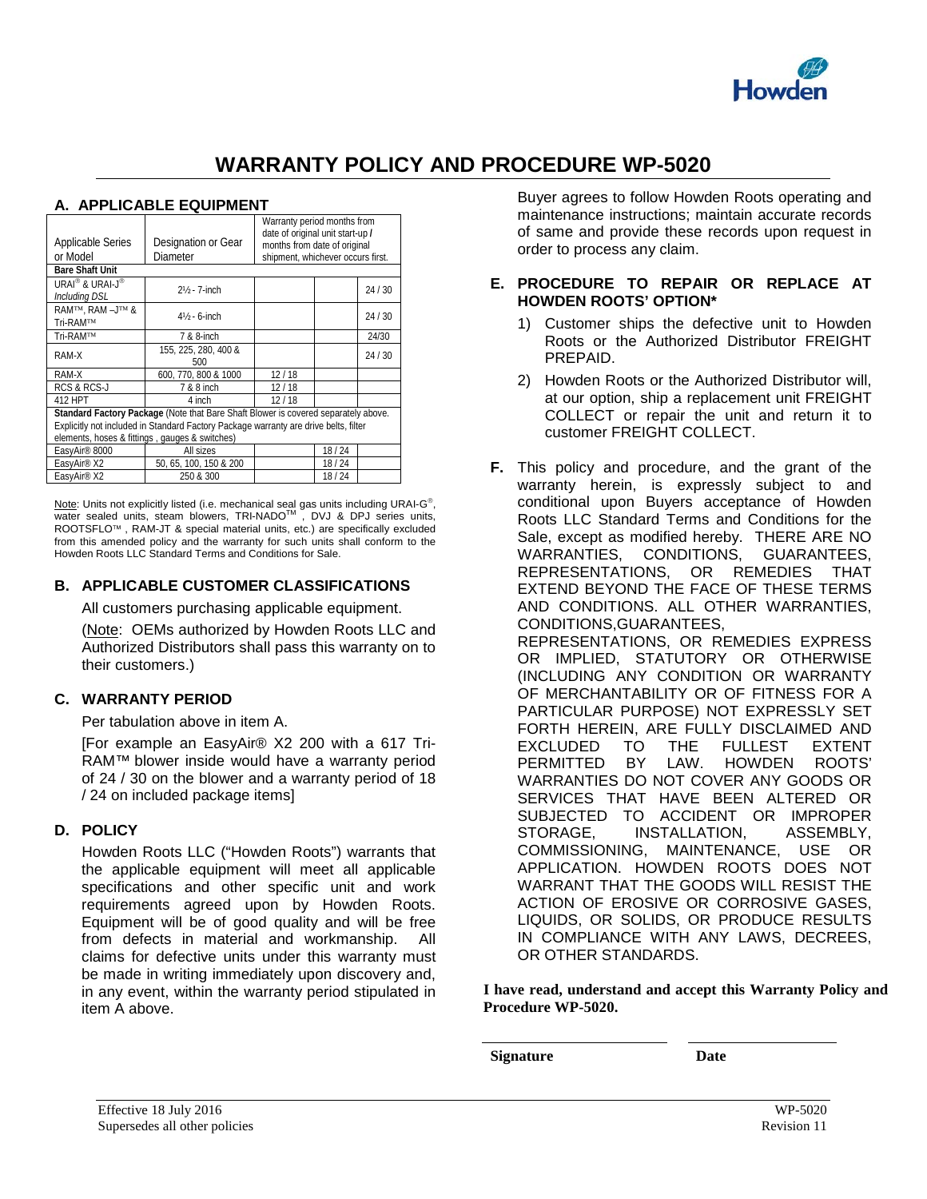# WARRANTY POLICY AND PROCEDURE WP-5020

## A. APPLICABLE EQUIPMENT

| Applicable Series or Model | Designation or Gear Diameter | Warranty period months from date of original unit start-up / months from date of original shipment, whichever occurs first. | | |
|---|---|---|---|---|
| **Bare Shaft Unit** | | | | |
| URAI® & URAI-J® *Including DSL* | 2½ - 7-inch | | | 24 / 30 |
| RAM™, RAM –J™ & Tri-RAM™ | 4½ - 6-inch | | | 24 / 30 |
| Tri-RAM™ | 7 & 8-inch | | | 24/30 |
| RAM-X | 155, 225, 280, 400 & 500 | | | 24 / 30 |
| RAM-X | 600, 770, 800 & 1000 | 12 / 18 | | |
| RCS & RCS-J | 7 & 8 inch | 12 / 18 | | |
| 412 HPT | 4 inch | 12 / 18 | | |
| **Standard Factory Package** (Note that Bare Shaft Blower is covered separately above. Explicitly not included in Standard Factory Package warranty are drive belts, filter elements, hoses & fittings , gauges & switches) | | | | |
| EasyAir® 8000 | All sizes | | 18 / 24 | |
| EasyAir® X2 | 50, 65, 100, 150 & 200 | | 18 / 24 | |
| EasyAir® X2 | 250 & 300 | | 18 / 24 | |

Note: Units not explicitly listed (i.e. mechanical seal gas units including URAI-G®, water sealed units, steam blowers, TRI-NADO™ , DVJ & DPJ series units, ROOTSFLO™ , RAM-JT & special material units, etc.) are specifically excluded from this amended policy and the warranty for such units shall conform to the Howden Roots LLC Standard Terms and Conditions for Sale.

## B. APPLICABLE CUSTOMER CLASSIFICATIONS

All customers purchasing applicable equipment.

(Note: OEMs authorized by Howden Roots LLC and Authorized Distributors shall pass this warranty on to their customers.)

## C. WARRANTY PERIOD

Per tabulation above in item A.

[For example an EasyAir® X2 200 with a 617 Tri-RAM™ blower inside would have a warranty period of 24 / 30 on the blower and a warranty period of 18 / 24 on included package items]

## D. POLICY

Howden Roots LLC ("Howden Roots") warrants that the applicable equipment will meet all applicable specifications and other specific unit and work requirements agreed upon by Howden Roots. Equipment will be of good quality and will be free from defects in material and workmanship. All claims for defective units under this warranty must be made in writing immediately upon discovery and, in any event, within the warranty period stipulated in item A above.

Buyer agrees to follow Howden Roots operating and maintenance instructions; maintain accurate records of same and provide these records upon request in order to process any claim.

## E. PROCEDURE TO REPAIR OR REPLACE AT HOWDEN ROOTS' OPTION*

1) Customer ships the defective unit to Howden Roots or the Authorized Distributor FREIGHT PREPAID.
2) Howden Roots or the Authorized Distributor will, at our option, ship a replacement unit FREIGHT COLLECT or repair the unit and return it to customer FREIGHT COLLECT.

**F.** This policy and procedure, and the grant of the warranty herein, is expressly subject to and conditional upon Buyers acceptance of Howden Roots LLC Standard Terms and Conditions for the Sale, except as modified hereby. THERE ARE NO WARRANTIES, CONDITIONS, GUARANTEES, REPRESENTATIONS, OR REMEDIES THAT EXTEND BEYOND THE FACE OF THESE TERMS AND CONDITIONS. ALL OTHER WARRANTIES, CONDITIONS,GUARANTEES, REPRESENTATIONS, OR REMEDIES EXPRESS OR IMPLIED, STATUTORY OR OTHERWISE (INCLUDING ANY CONDITION OR WARRANTY OF MERCHANTABILITY OR OF FITNESS FOR A PARTICULAR PURPOSE) NOT EXPRESSLY SET FORTH HEREIN, ARE FULLY DISCLAIMED AND EXCLUDED TO THE FULLEST EXTENT PERMITTED BY LAW. HOWDEN ROOTS' WARRANTIES DO NOT COVER ANY GOODS OR SERVICES THAT HAVE BEEN ALTERED OR SUBJECTED TO ACCIDENT OR IMPROPER STORAGE, INSTALLATION, ASSEMBLY, COMMISSIONING, MAINTENANCE, USE OR APPLICATION. HOWDEN ROOTS DOES NOT WARRANT THAT THE GOODS WILL RESIST THE ACTION OF EROSIVE OR CORROSIVE GASES, LIQUIDS, OR SOLIDS, OR PRODUCE RESULTS IN COMPLIANCE WITH ANY LAWS, DECREES, OR OTHER STANDARDS.

**I have read, understand and accept this Warranty Policy and Procedure WP-5020.**

**Signature** &nbsp;&nbsp;&nbsp;&nbsp; **Date**

Effective 18 July 2016
Supersedes all other policies

WP-5020
Revision 11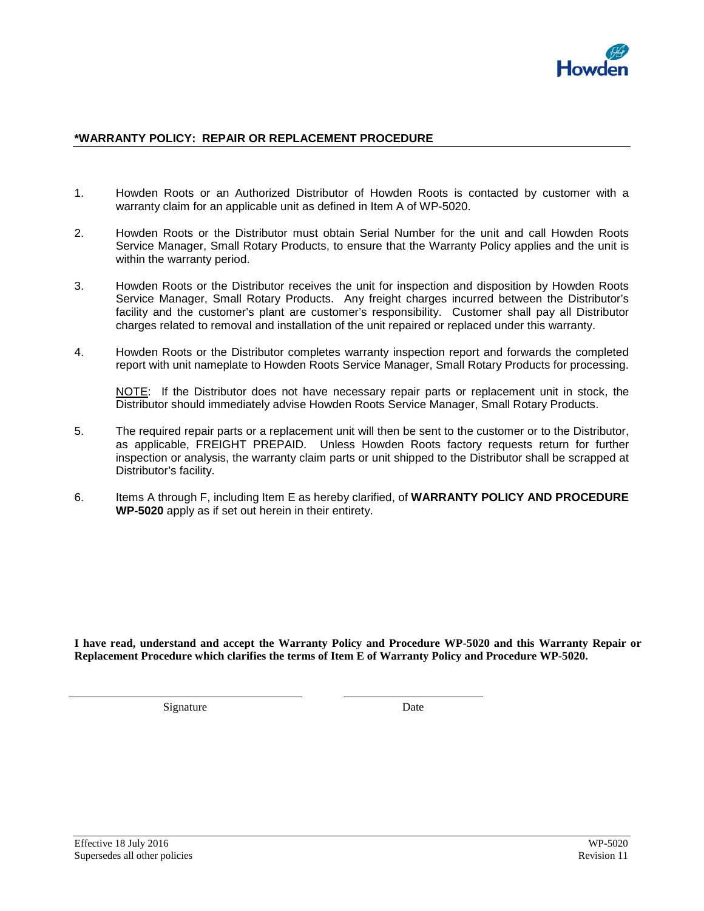## *WARRANTY POLICY: REPAIR OR REPLACEMENT PROCEDURE

1. Howden Roots or an Authorized Distributor of Howden Roots is contacted by customer with a warranty claim for an applicable unit as defined in Item A of WP-5020.

2. Howden Roots or the Distributor must obtain Serial Number for the unit and call Howden Roots Service Manager, Small Rotary Products, to ensure that the Warranty Policy applies and the unit is within the warranty period.

3. Howden Roots or the Distributor receives the unit for inspection and disposition by Howden Roots Service Manager, Small Rotary Products. Any freight charges incurred between the Distributor's facility and the customer's plant are customer's responsibility. Customer shall pay all Distributor charges related to removal and installation of the unit repaired or replaced under this warranty.

4. Howden Roots or the Distributor completes warranty inspection report and forwards the completed report with unit nameplate to Howden Roots Service Manager, Small Rotary Products for processing.

   NOTE: If the Distributor does not have necessary repair parts or replacement unit in stock, the Distributor should immediately advise Howden Roots Service Manager, Small Rotary Products.

5. The required repair parts or a replacement unit will then be sent to the customer or to the Distributor, as applicable, FREIGHT PREPAID. Unless Howden Roots factory requests return for further inspection or analysis, the warranty claim parts or unit shipped to the Distributor shall be scrapped at Distributor's facility.

6. Items A through F, including Item E as hereby clarified, of **WARRANTY POLICY AND PROCEDURE WP-5020** apply as if set out herein in their entirety.

**I have read, understand and accept the Warranty Policy and Procedure WP-5020 and this Warranty Repair or Replacement Procedure which clarifies the terms of Item E of Warranty Policy and Procedure WP-5020.**

\_\_\_\_\_\_\_\_\_\_\_\_\_\_\_\_\_\_\_\_\_\_\_\_\_\_\_\_\_\_ \_\_\_\_\_\_\_\_\_\_\_\_\_\_\_\_\_\_\_\_

Signature Date

Effective 18 July 2016
Supersedes all other policies

WP-5020
Revision 11